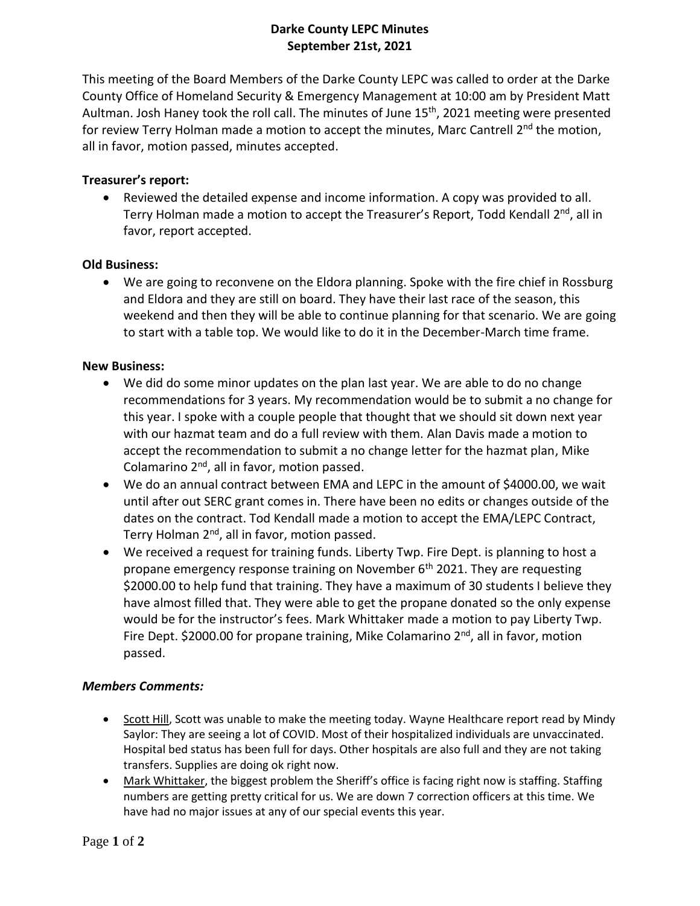# Darke County LEPC Minutes
## September 21st, 2021

This meeting of the Board Members of the Darke County LEPC was called to order at the Darke County Office of Homeland Security & Emergency Management at 10:00 am by President Matt Aultman. Josh Haney took the roll call. The minutes of June 15th, 2021 meeting were presented for review Terry Holman made a motion to accept the minutes, Marc Cantrell 2nd the motion, all in favor, motion passed, minutes accepted.

**Treasurer's report:**

- Reviewed the detailed expense and income information. A copy was provided to all. Terry Holman made a motion to accept the Treasurer's Report, Todd Kendall 2nd, all in favor, report accepted.

**Old Business:**

- We are going to reconvene on the Eldora planning. Spoke with the fire chief in Rossburg and Eldora and they are still on board. They have their last race of the season, this weekend and then they will be able to continue planning for that scenario. We are going to start with a table top. We would like to do it in the December-March time frame.

**New Business:**

- We did do some minor updates on the plan last year. We are able to do no change recommendations for 3 years. My recommendation would be to submit a no change for this year. I spoke with a couple people that thought that we should sit down next year with our hazmat team and do a full review with them. Alan Davis made a motion to accept the recommendation to submit a no change letter for the hazmat plan, Mike Colamarino 2nd, all in favor, motion passed.
- We do an annual contract between EMA and LEPC in the amount of $4000.00, we wait until after out SERC grant comes in. There have been no edits or changes outside of the dates on the contract. Tod Kendall made a motion to accept the EMA/LEPC Contract, Terry Holman 2nd, all in favor, motion passed.
- We received a request for training funds. Liberty Twp. Fire Dept. is planning to host a propane emergency response training on November 6th 2021. They are requesting $2000.00 to help fund that training. They have a maximum of 30 students I believe they have almost filled that. They were able to get the propane donated so the only expense would be for the instructor's fees. Mark Whittaker made a motion to pay Liberty Twp. Fire Dept. $2000.00 for propane training, Mike Colamarino 2nd, all in favor, motion passed.

***Members Comments:***

- Scott Hill, Scott was unable to make the meeting today. Wayne Healthcare report read by Mindy Saylor: They are seeing a lot of COVID. Most of their hospitalized individuals are unvaccinated. Hospital bed status has been full for days. Other hospitals are also full and they are not taking transfers. Supplies are doing ok right now.
- Mark Whittaker, the biggest problem the Sheriff's office is facing right now is staffing. Staffing numbers are getting pretty critical for us. We are down 7 correction officers at this time. We have had no major issues at any of our special events this year.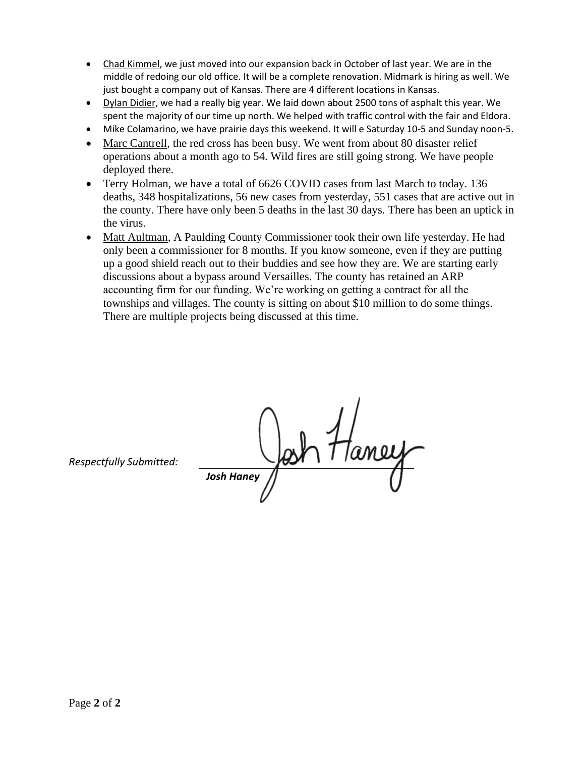- Chad Kimmel, we just moved into our expansion back in October of last year. We are in the middle of redoing our old office. It will be a complete renovation. Midmark is hiring as well. We just bought a company out of Kansas. There are 4 different locations in Kansas.
- Dylan Didier, we had a really big year. We laid down about 2500 tons of asphalt this year. We spent the majority of our time up north. We helped with traffic control with the fair and Eldora.
- Mike Colamarino, we have prairie days this weekend. It will e Saturday 10-5 and Sunday noon-5.
- Marc Cantrell, the red cross has been busy. We went from about 80 disaster relief operations about a month ago to 54. Wild fires are still going strong. We have people deployed there.
- Terry Holman, we have a total of 6626 COVID cases from last March to today. 136 deaths, 348 hospitalizations, 56 new cases from yesterday, 551 cases that are active out in the county. There have only been 5 deaths in the last 30 days. There has been an uptick in the virus.
- Matt Aultman, A Paulding County Commissioner took their own life yesterday. He had only been a commissioner for 8 months. If you know someone, even if they are putting up a good shield reach out to their buddies and see how they are. We are starting early discussions about a bypass around Versailles. The county has retained an ARP accounting firm for our funding. We're working on getting a contract for all the townships and villages. The county is sitting on about $10 million to do some things. There are multiple projects being discussed at this time.

*Respectfully Submitted:*

Josh Haney

***Josh Haney***